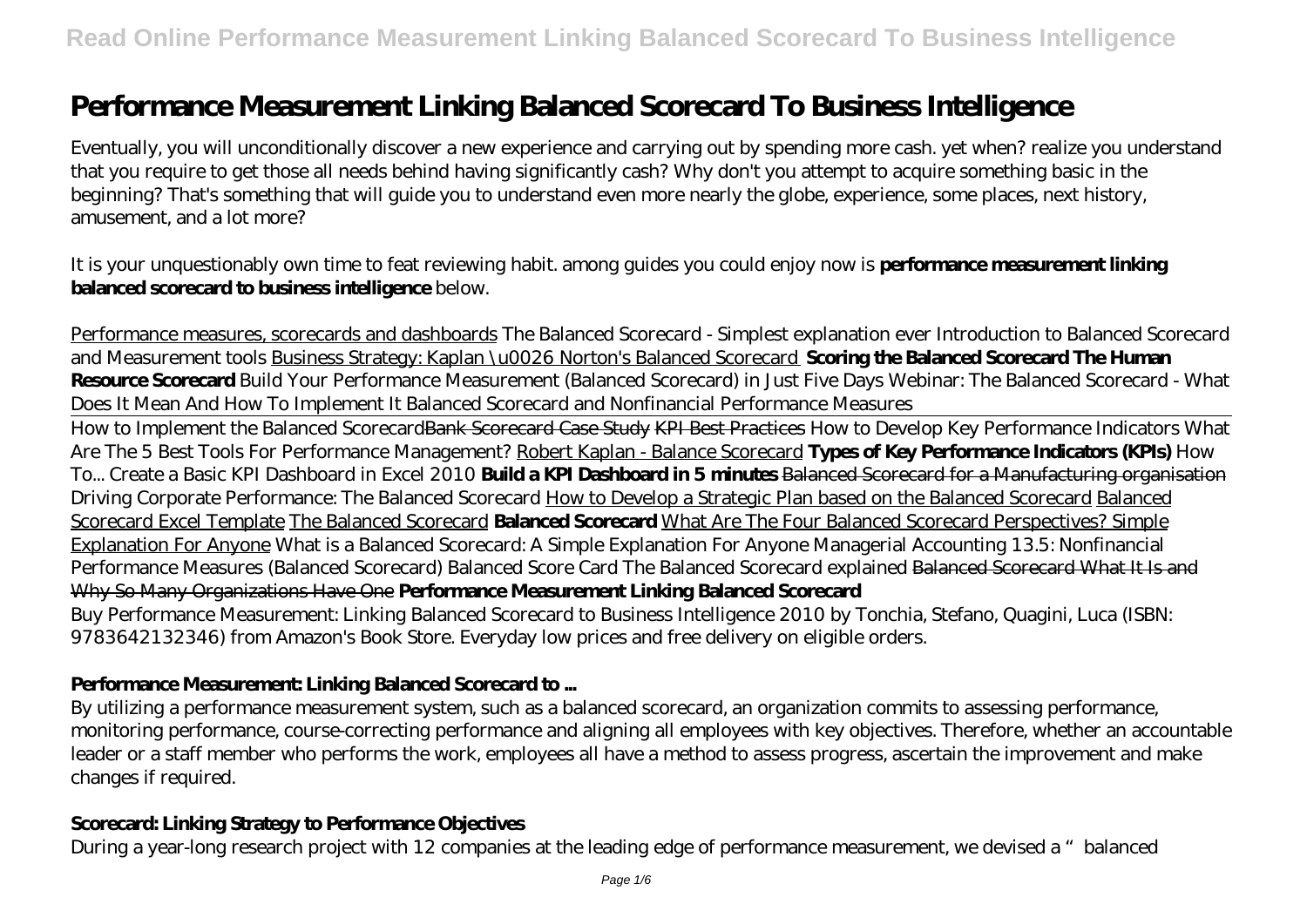# Performance Measurement Linking Balanced Scorecard To Business Intelligence

Eventually, you will unconditionally discover a new experience and carrying out by spending more cash. yet when? realize you understand that you require to get those all needs behind having significantly cash? Why don't you attempt to acquire something basic in the beginning? That's something that will guide you to understand even more nearly the globe, experience, some places, next history, amusement, and a lot more?

It is your unquestionably own time to feat reviewing habit. among guides you could enjoy now is **performance measurement linking balanced scorecard to business intelligence** below.

Performance measures, scorecards and dashboards *The Balanced Scorecard - Simplest explanation ever* *Introduction to Balanced Scorecard and Measurement tools* Business Strategy: Kaplan \u0026 Norton's Balanced Scorecard **Scoring the Balanced Scorecard** **The Human Resource Scorecard** *Build Your Performance Measurement (Balanced Scorecard) in Just Five Days* *Webinar: The Balanced Scorecard - What Does It Mean And How To Implement It* *Balanced Scorecard and Nonfinancial Performance Measures*

How to Implement the Balanced Scorecard Bank Scorecard Case Study KPI Best Practices *How to Develop Key Performance Indicators* *What Are The 5 Best Tools For Performance Management?* Robert Kaplan - Balance Scorecard **Types of Key Performance Indicators (KPIs)** *How To... Create a Basic KPI Dashboard in Excel 2010* **Build a KPI Dashboard in 5 minutes** Balanced Scorecard for a Manufacturing organisation *Driving Corporate Performance: The Balanced Scorecard* How to Develop a Strategic Plan based on the Balanced Scorecard Balanced Scorecard Excel Template The Balanced Scorecard **Balanced Scorecard** What Are The Four Balanced Scorecard Perspectives? Simple Explanation For Anyone *What is a Balanced Scorecard: A Simple Explanation For Anyone* *Managerial Accounting 13.5: Nonfinancial Performance Measures (Balanced Scorecard)* *Balanced Score Card* *The Balanced Scorecard explained* Balanced Scorecard What It Is and Why So Many Organizations Have One **Performance Measurement Linking Balanced Scorecard**

Buy Performance Measurement: Linking Balanced Scorecard to Business Intelligence 2010 by Tonchia, Stefano, Quagini, Luca (ISBN: 9783642132346) from Amazon's Book Store. Everyday low prices and free delivery on eligible orders.

## Performance Measurement: Linking Balanced Scorecard to ...

By utilizing a performance measurement system, such as a balanced scorecard, an organization commits to assessing performance, monitoring performance, course-correcting performance and aligning all employees with key objectives. Therefore, whether an accountable leader or a staff member who performs the work, employees all have a method to assess progress, ascertain the improvement and make changes if required.

## Scorecard: Linking Strategy to Performance Objectives

During a year-long research project with 12 companies at the leading edge of performance measurement, we devised a "balanced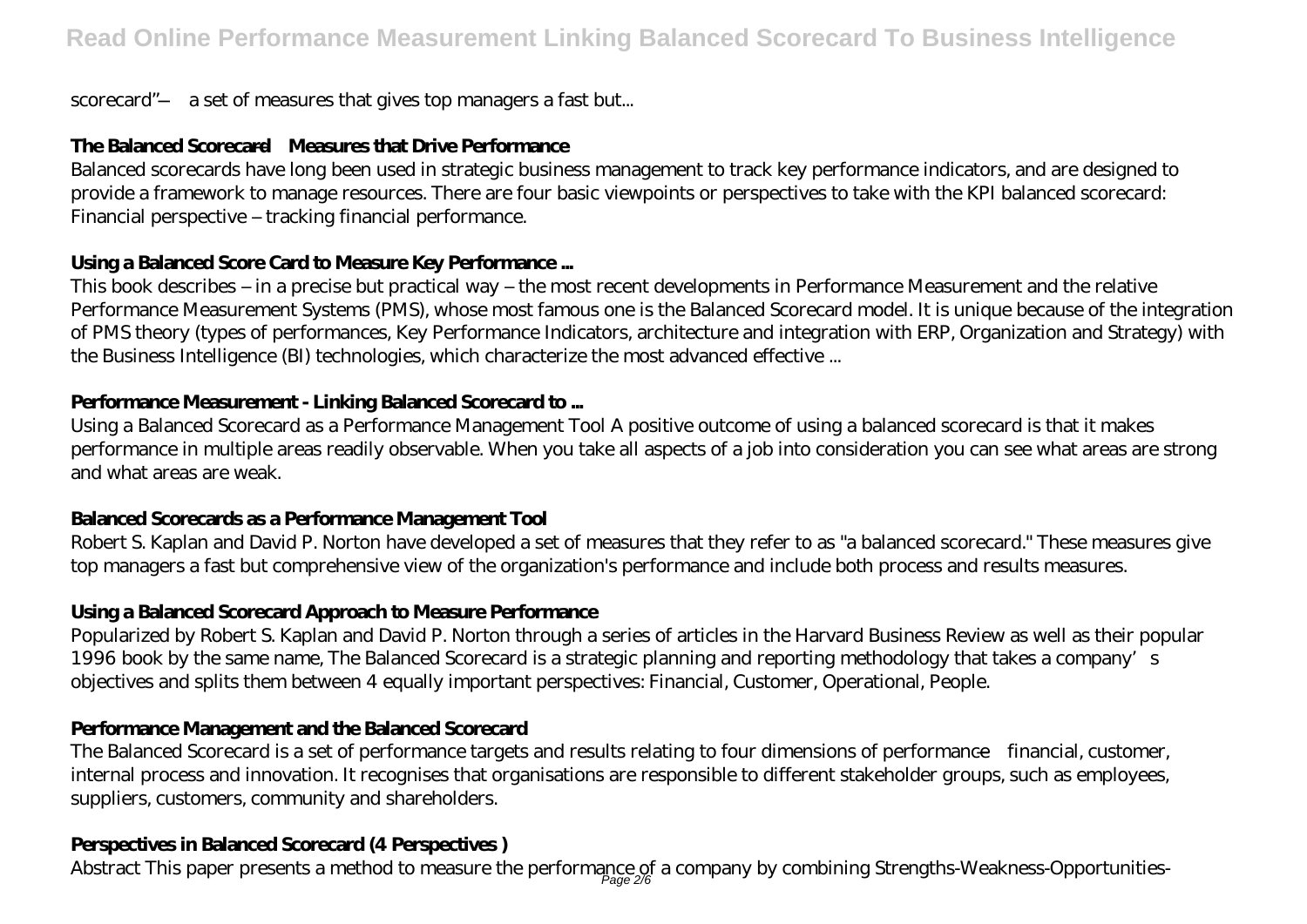scorecard"—a set of measures that gives top managers a fast but...

### The Balanced Scorecard—Measures that Drive Performance

Balanced scorecards have long been used in strategic business management to track key performance indicators, and are designed to provide a framework to manage resources. There are four basic viewpoints or perspectives to take with the KPI balanced scorecard: Financial perspective – tracking financial performance.

### Using a Balanced Score Card to Measure Key Performance ...

This book describes – in a precise but practical way – the most recent developments in Performance Measurement and the relative Performance Measurement Systems (PMS), whose most famous one is the Balanced Scorecard model. It is unique because of the integration of PMS theory (types of performances, Key Performance Indicators, architecture and integration with ERP, Organization and Strategy) with the Business Intelligence (BI) technologies, which characterize the most advanced effective ...

### Performance Measurement - Linking Balanced Scorecard to ...

Using a Balanced Scorecard as a Performance Management Tool A positive outcome of using a balanced scorecard is that it makes performance in multiple areas readily observable. When you take all aspects of a job into consideration you can see what areas are strong and what areas are weak.

### Balanced Scorecards as a Performance Management Tool

Robert S. Kaplan and David P. Norton have developed a set of measures that they refer to as "a balanced scorecard." These measures give top managers a fast but comprehensive view of the organization's performance and include both process and results measures.

### Using a Balanced Scorecard Approach to Measure Performance

Popularized by Robert S. Kaplan and David P. Norton through a series of articles in the Harvard Business Review as well as their popular 1996 book by the same name, The Balanced Scorecard is a strategic planning and reporting methodology that takes a company's objectives and splits them between 4 equally important perspectives: Financial, Customer, Operational, People.

### Performance Management and the Balanced Scorecard

The Balanced Scorecard is a set of performance targets and results relating to four dimensions of performance—financial, customer, internal process and innovation. It recognises that organisations are responsible to different stakeholder groups, such as employees, suppliers, customers, community and shareholders.

### Perspectives in Balanced Scorecard (4 Perspectives )

Abstract This paper presents a method to measure the performance of a company by combining Strengths-Weakness-Opportunities-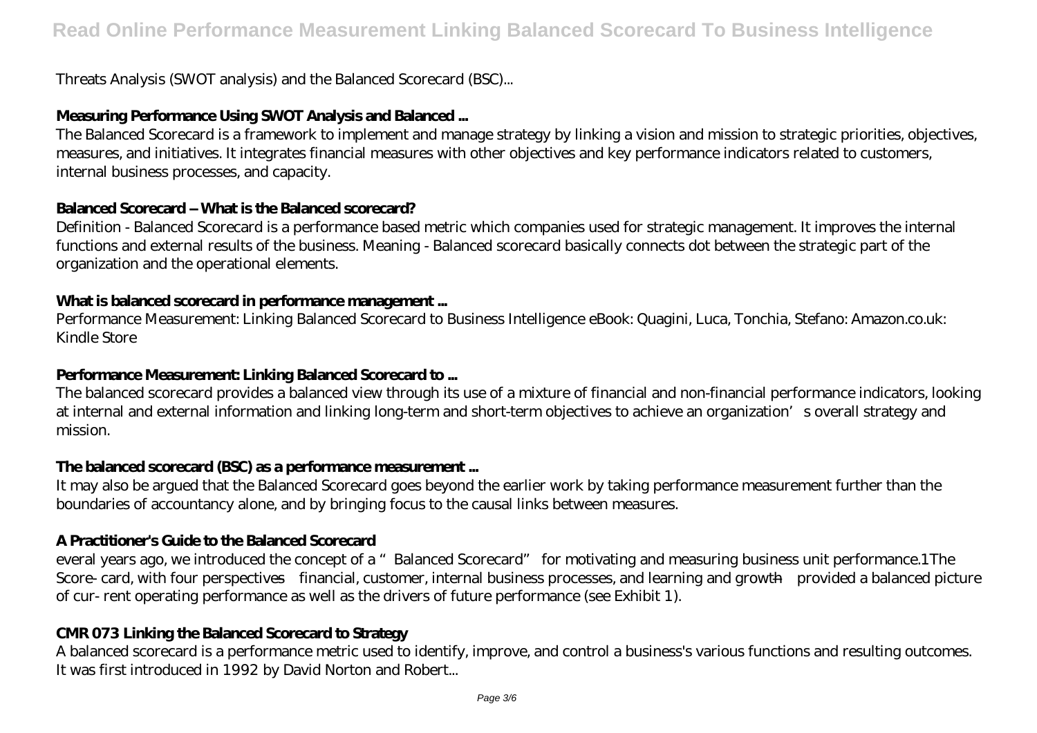Threats Analysis (SWOT analysis) and the Balanced Scorecard (BSC)...

### Measuring Performance Using SWOT Analysis and Balanced ...

The Balanced Scorecard is a framework to implement and manage strategy by linking a vision and mission to strategic priorities, objectives, measures, and initiatives. It integrates financial measures with other objectives and key performance indicators related to customers, internal business processes, and capacity.

### Balanced Scorecard – What is the Balanced scorecard?

Definition - Balanced Scorecard is a performance based metric which companies used for strategic management. It improves the internal functions and external results of the business. Meaning - Balanced scorecard basically connects dot between the strategic part of the organization and the operational elements.

### What is balanced scorecard in performance management ...

Performance Measurement: Linking Balanced Scorecard to Business Intelligence eBook: Quagini, Luca, Tonchia, Stefano: Amazon.co.uk: Kindle Store

### Performance Measurement: Linking Balanced Scorecard to ...

The balanced scorecard provides a balanced view through its use of a mixture of financial and non-financial performance indicators, looking at internal and external information and linking long-term and short-term objectives to achieve an organization's overall strategy and mission.

### The balanced scorecard (BSC) as a performance measurement ...

It may also be argued that the Balanced Scorecard goes beyond the earlier work by taking performance measurement further than the boundaries of accountancy alone, and by bringing focus to the causal links between measures.

### A Practitioner's Guide to the Balanced Scorecard

everal years ago, we introduced the concept of a "Balanced Scorecard" for motivating and measuring business unit performance.1The Score- card, with four perspectives—financial, customer, internal business processes, and learning and growth—provided a balanced picture of cur- rent operating performance as well as the drivers of future performance (see Exhibit 1).

### CMR 073 Linking the Balanced Scorecard to Strategy

A balanced scorecard is a performance metric used to identify, improve, and control a business's various functions and resulting outcomes. It was first introduced in 1992 by David Norton and Robert...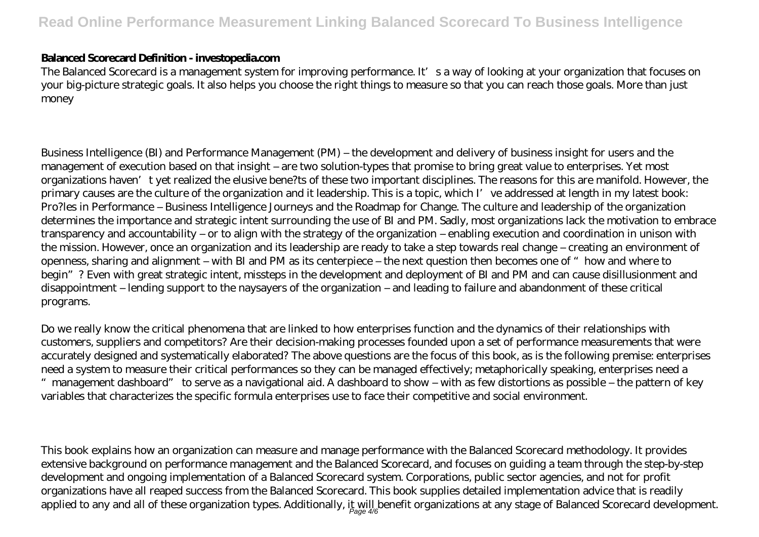**Balanced Scorecard Definition - investopedia.com**

The Balanced Scorecard is a management system for improving performance. It' s a way of looking at your organization that focuses on your big-picture strategic goals. It also helps you choose the right things to measure so that you can reach those goals. More than just money

Business Intelligence (BI) and Performance Management (PM) – the development and delivery of business insight for users and the management of execution based on that insight – are two solution-types that promise to bring great value to enterprises. Yet most organizations haven' t yet realized the elusive bene?ts of these two important disciplines. The reasons for this are manifold. However, the primary causes are the culture of the organization and it leadership. This is a topic, which I' ve addressed at length in my latest book: Pro?les in Performance – Business Intelligence Journeys and the Roadmap for Change. The culture and leadership of the organization determines the importance and strategic intent surrounding the use of BI and PM. Sadly, most organizations lack the motivation to embrace transparency and accountability – or to align with the strategy of the organization – enabling execution and coordination in unison with the mission. However, once an organization and its leadership are ready to take a step towards real change – creating an environment of openness, sharing and alignment – with BI and PM as its centerpiece – the next question then becomes one of " how and where to begin" ? Even with great strategic intent, missteps in the development and deployment of BI and PM and can cause disillusionment and disappointment – lending support to the naysayers of the organization – and leading to failure and abandonment of these critical programs.

Do we really know the critical phenomena that are linked to how enterprises function and the dynamics of their relationships with customers, suppliers and competitors? Are their decision-making processes founded upon a set of performance measurements that were accurately designed and systematically elaborated? The above questions are the focus of this book, as is the following premise: enterprises need a system to measure their critical performances so they can be managed effectively; metaphorically speaking, enterprises need a " management dashboard" to serve as a navigational aid. A dashboard to show – with as few distortions as possible – the pattern of key variables that characterizes the specific formula enterprises use to face their competitive and social environment.

This book explains how an organization can measure and manage performance with the Balanced Scorecard methodology. It provides extensive background on performance management and the Balanced Scorecard, and focuses on guiding a team through the step-by-step development and ongoing implementation of a Balanced Scorecard system. Corporations, public sector agencies, and not for profit organizations have all reaped success from the Balanced Scorecard. This book supplies detailed implementation advice that is readily applied to any and all of these organization types. Additionally, it will benefit organizations at any stage of Balanced Scorecard development.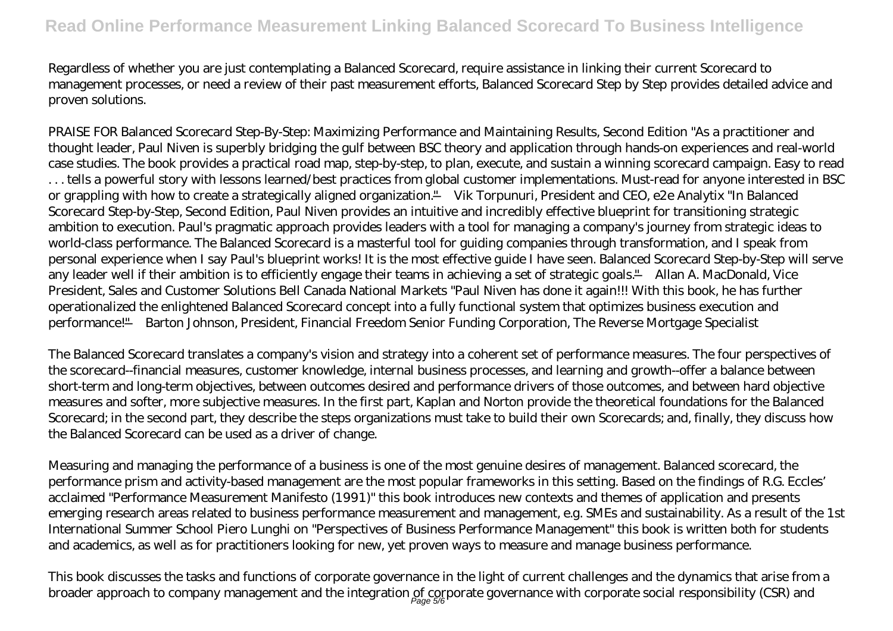Regardless of whether you are just contemplating a Balanced Scorecard, require assistance in linking their current Scorecard to management processes, or need a review of their past measurement efforts, Balanced Scorecard Step by Step provides detailed advice and proven solutions.

PRAISE FOR Balanced Scorecard Step-By-Step: Maximizing Performance and Maintaining Results, Second Edition "As a practitioner and thought leader, Paul Niven is superbly bridging the gulf between BSC theory and application through hands-on experiences and real-world case studies. The book provides a practical road map, step-by-step, to plan, execute, and sustain a winning scorecard campaign. Easy to read . . . tells a powerful story with lessons learned/best practices from global customer implementations. Must-read for anyone interested in BSC or grappling with how to create a strategically aligned organization." —Vik Torpunuri, President and CEO, e2e Analytix "In Balanced Scorecard Step-by-Step, Second Edition, Paul Niven provides an intuitive and incredibly effective blueprint for transitioning strategic ambition to execution. Paul's pragmatic approach provides leaders with a tool for managing a company's journey from strategic ideas to world-class performance. The Balanced Scorecard is a masterful tool for guiding companies through transformation, and I speak from personal experience when I say Paul's blueprint works! It is the most effective guide I have seen. Balanced Scorecard Step-by-Step will serve any leader well if their ambition is to efficiently engage their teams in achieving a set of strategic goals." —Allan A. MacDonald, Vice President, Sales and Customer Solutions Bell Canada National Markets "Paul Niven has done it again!!! With this book, he has further operationalized the enlightened Balanced Scorecard concept into a fully functional system that optimizes business execution and performance!" —Barton Johnson, President, Financial Freedom Senior Funding Corporation, The Reverse Mortgage Specialist

The Balanced Scorecard translates a company's vision and strategy into a coherent set of performance measures. The four perspectives of the scorecard--financial measures, customer knowledge, internal business processes, and learning and growth--offer a balance between short-term and long-term objectives, between outcomes desired and performance drivers of those outcomes, and between hard objective measures and softer, more subjective measures. In the first part, Kaplan and Norton provide the theoretical foundations for the Balanced Scorecard; in the second part, they describe the steps organizations must take to build their own Scorecards; and, finally, they discuss how the Balanced Scorecard can be used as a driver of change.

Measuring and managing the performance of a business is one of the most genuine desires of management. Balanced scorecard, the performance prism and activity-based management are the most popular frameworks in this setting. Based on the findings of R.G. Eccles' acclaimed "Performance Measurement Manifesto (1991)" this book introduces new contexts and themes of application and presents emerging research areas related to business performance measurement and management, e.g. SMEs and sustainability. As a result of the 1st International Summer School Piero Lunghi on "Perspectives of Business Performance Management" this book is written both for students and academics, as well as for practitioners looking for new, yet proven ways to measure and manage business performance.

This book discusses the tasks and functions of corporate governance in the light of current challenges and the dynamics that arise from a broader approach to company management and the integration of corporate governance with corporate social responsibility (CSR) and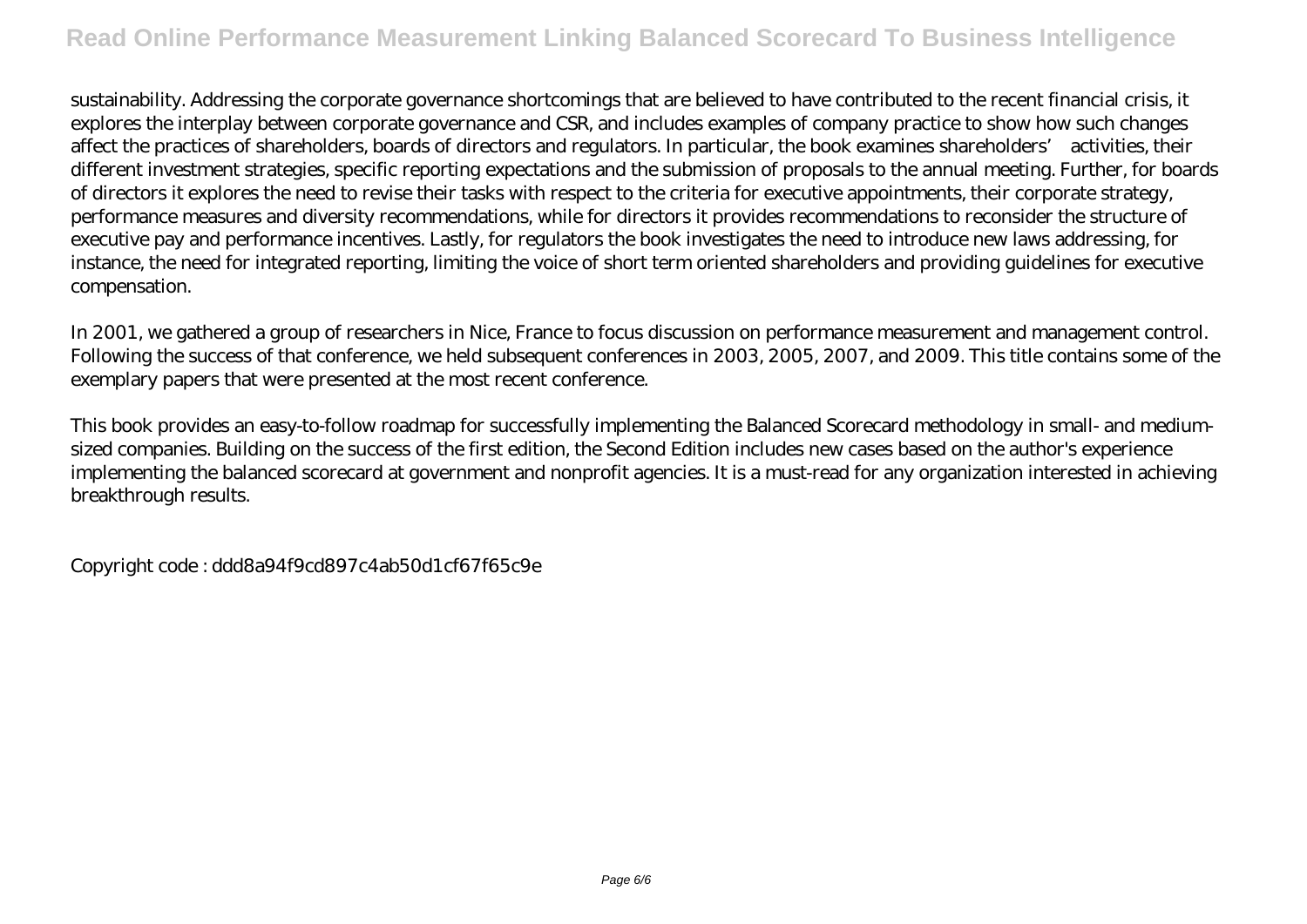sustainability. Addressing the corporate governance shortcomings that are believed to have contributed to the recent financial crisis, it explores the interplay between corporate governance and CSR, and includes examples of company practice to show how such changes affect the practices of shareholders, boards of directors and regulators. In particular, the book examines shareholders' activities, their different investment strategies, specific reporting expectations and the submission of proposals to the annual meeting. Further, for boards of directors it explores the need to revise their tasks with respect to the criteria for executive appointments, their corporate strategy, performance measures and diversity recommendations, while for directors it provides recommendations to reconsider the structure of executive pay and performance incentives. Lastly, for regulators the book investigates the need to introduce new laws addressing, for instance, the need for integrated reporting, limiting the voice of short term oriented shareholders and providing guidelines for executive compensation.

In 2001, we gathered a group of researchers in Nice, France to focus discussion on performance measurement and management control. Following the success of that conference, we held subsequent conferences in 2003, 2005, 2007, and 2009. This title contains some of the exemplary papers that were presented at the most recent conference.

This book provides an easy-to-follow roadmap for successfully implementing the Balanced Scorecard methodology in small- and medium-sized companies. Building on the success of the first edition, the Second Edition includes new cases based on the author's experience implementing the balanced scorecard at government and nonprofit agencies. It is a must-read for any organization interested in achieving breakthrough results.

Copyright code : ddd8a94f9cd897c4ab50d1cf67f65c9e